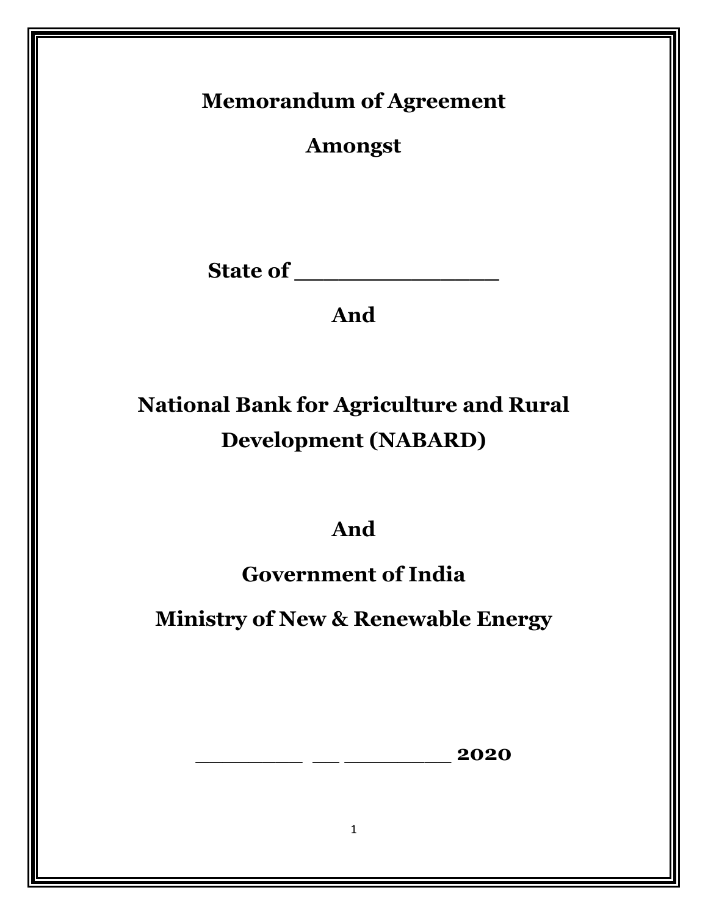# Memorandum of Agreement

## Amongst

## State of _______________

## And

## National Bank for Agriculture and Rural Development (NABARD)

## And

## Government of India

## Ministry of New & Renewable Energy

**_________ __ _________ 2020**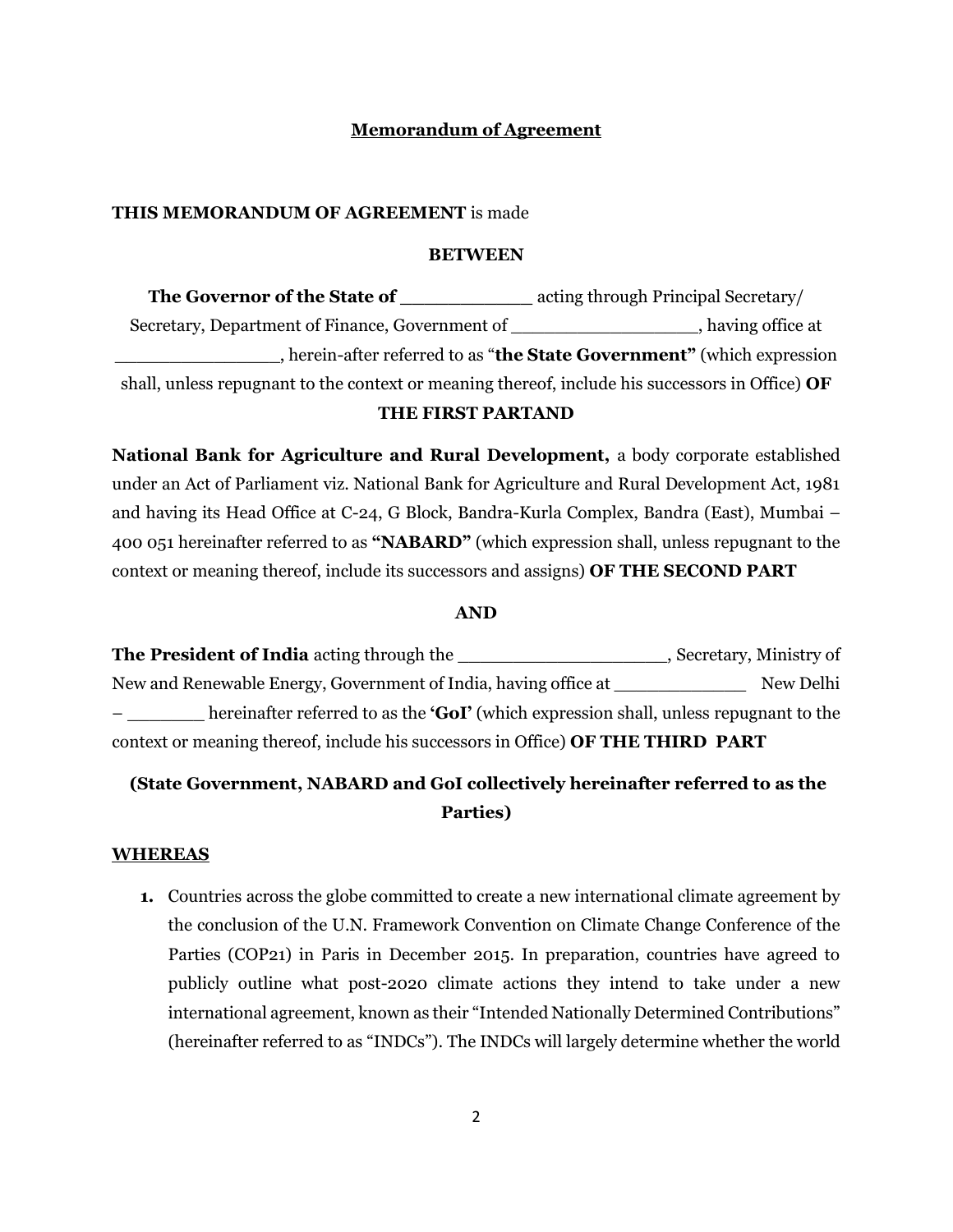**<u>Memorandum of Agreement</u>**

**THIS MEMORANDUM OF AGREEMENT** is made

**BETWEEN**

**The Governor of the State of ____________** acting through Principal Secretary/ Secretary, Department of Finance, Government of __________________, having office at ________________, herein-after referred to as "**the State Government"** (which expression shall, unless repugnant to the context or meaning thereof, include his successors in Office) **OF THE FIRST PARTAND**

**National Bank for Agriculture and Rural Development,** a body corporate established under an Act of Parliament viz. National Bank for Agriculture and Rural Development Act, 1981 and having its Head Office at C-24, G Block, Bandra-Kurla Complex, Bandra (East), Mumbai – 400 051 hereinafter referred to as **"NABARD"** (which expression shall, unless repugnant to the context or meaning thereof, include its successors and assigns) **OF THE SECOND PART**

**AND**

**The President of India** acting through the ____________________, Secretary, Ministry of New and Renewable Energy, Government of India, having office at _____________ New Delhi – ________ hereinafter referred to as the **'GoI'** (which expression shall, unless repugnant to the context or meaning thereof, include his successors in Office) **OF THE THIRD PART**

**(State Government, NABARD and GoI collectively hereinafter referred to as the Parties)**

**<u>WHEREAS</u>**

1. Countries across the globe committed to create a new international climate agreement by the conclusion of the U.N. Framework Convention on Climate Change Conference of the Parties (COP21) in Paris in December 2015. In preparation, countries have agreed to publicly outline what post-2020 climate actions they intend to take under a new international agreement, known as their "Intended Nationally Determined Contributions" (hereinafter referred to as "INDCs"). The INDCs will largely determine whether the world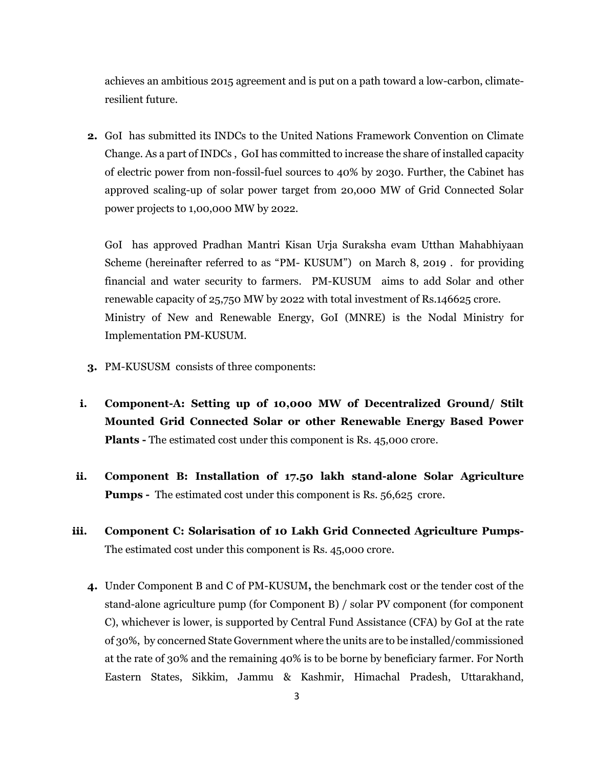achieves an ambitious 2015 agreement and is put on a path toward a low-carbon, climate-resilient future.

2. GoI has submitted its INDCs to the United Nations Framework Convention on Climate Change. As a part of INDCs , GoI has committed to increase the share of installed capacity of electric power from non-fossil-fuel sources to 40% by 2030. Further, the Cabinet has approved scaling-up of solar power target from 20,000 MW of Grid Connected Solar power projects to 1,00,000 MW by 2022.

   GoI has approved Pradhan Mantri Kisan Urja Suraksha evam Utthan Mahabhiyaan Scheme (hereinafter referred to as "PM- KUSUM") on March 8, 2019 . for providing financial and water security to farmers. PM-KUSUM aims to add Solar and other renewable capacity of 25,750 MW by 2022 with total investment of Rs.146625 crore. Ministry of New and Renewable Energy, GoI (MNRE) is the Nodal Ministry for Implementation PM-KUSUM.

3. PM-KUSUSM consists of three components:

   i. **Component-A: Setting up of 10,000 MW of Decentralized Ground/ Stilt Mounted Grid Connected Solar or other Renewable Energy Based Power Plants -** The estimated cost under this component is Rs. 45,000 crore.

   ii. **Component B: Installation of 17.50 lakh stand-alone Solar Agriculture Pumps -** The estimated cost under this component is Rs. 56,625 crore.

   iii. **Component C: Solarisation of 10 Lakh Grid Connected Agriculture Pumps-** The estimated cost under this component is Rs. 45,000 crore.

4. Under Component B and C of PM-KUSUM**,** the benchmark cost or the tender cost of the stand-alone agriculture pump (for Component B) / solar PV component (for component C), whichever is lower, is supported by Central Fund Assistance (CFA) by GoI at the rate of 30%, by concerned State Government where the units are to be installed/commissioned at the rate of 30% and the remaining 40% is to be borne by beneficiary farmer. For North Eastern States, Sikkim, Jammu & Kashmir, Himachal Pradesh, Uttarakhand,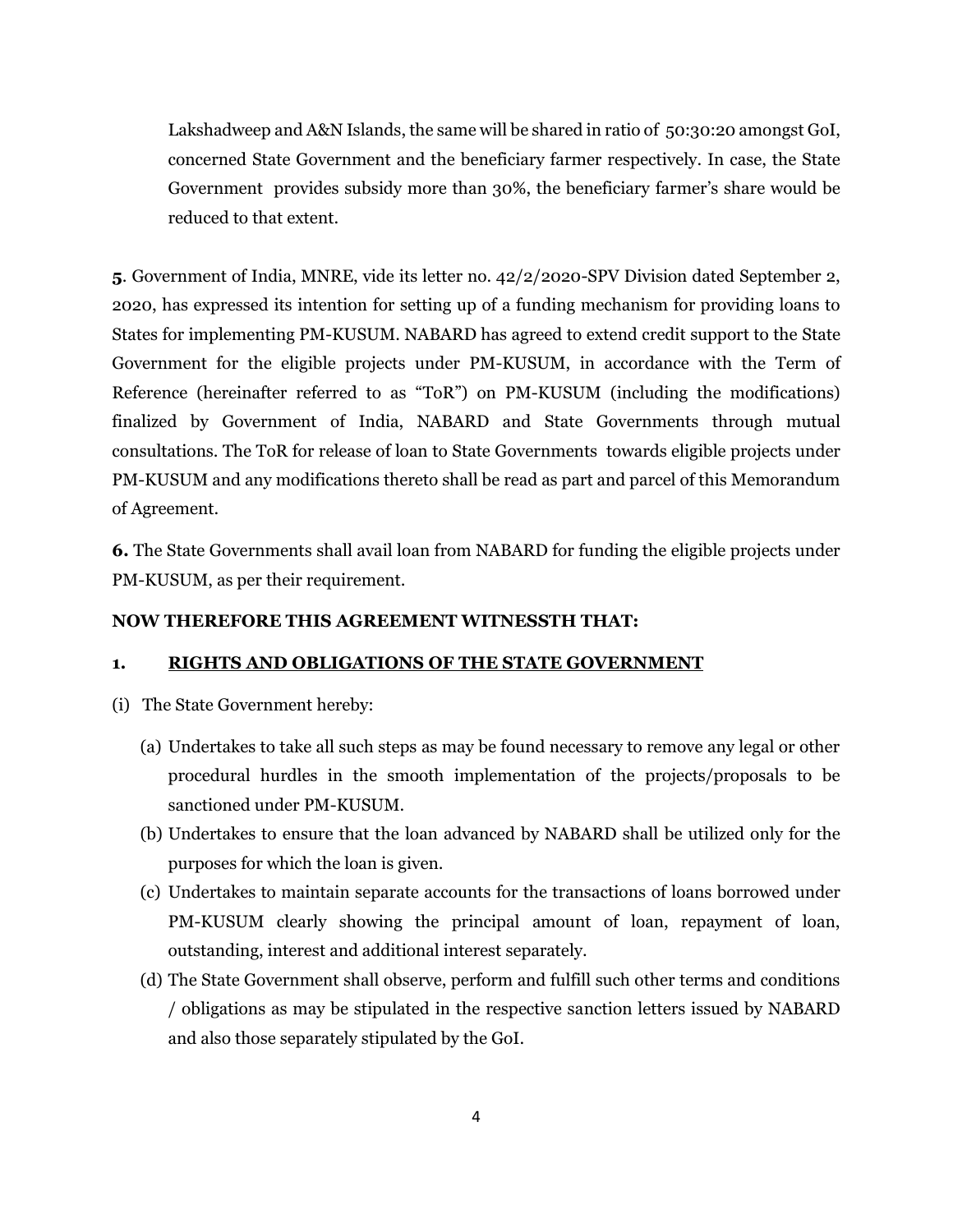Lakshadweep and A&N Islands, the same will be shared in ratio of 50:30:20 amongst GoI, concerned State Government and the beneficiary farmer respectively. In case, the State Government provides subsidy more than 30%, the beneficiary farmer's share would be reduced to that extent.

**5**. Government of India, MNRE, vide its letter no. 42/2/2020-SPV Division dated September 2, 2020, has expressed its intention for setting up of a funding mechanism for providing loans to States for implementing PM-KUSUM. NABARD has agreed to extend credit support to the State Government for the eligible projects under PM-KUSUM, in accordance with the Term of Reference (hereinafter referred to as "ToR") on PM-KUSUM (including the modifications) finalized by Government of India, NABARD and State Governments through mutual consultations. The ToR for release of loan to State Governments towards eligible projects under PM-KUSUM and any modifications thereto shall be read as part and parcel of this Memorandum of Agreement.

**6.** The State Governments shall avail loan from NABARD for funding the eligible projects under PM-KUSUM, as per their requirement.

**NOW THEREFORE THIS AGREEMENT WITNESSTH THAT:**

## 1. <u>RIGHTS AND OBLIGATIONS OF THE STATE GOVERNMENT</u>

(i) The State Government hereby:

(a) Undertakes to take all such steps as may be found necessary to remove any legal or other procedural hurdles in the smooth implementation of the projects/proposals to be sanctioned under PM-KUSUM.

(b) Undertakes to ensure that the loan advanced by NABARD shall be utilized only for the purposes for which the loan is given.

(c) Undertakes to maintain separate accounts for the transactions of loans borrowed under PM-KUSUM clearly showing the principal amount of loan, repayment of loan, outstanding, interest and additional interest separately.

(d) The State Government shall observe, perform and fulfill such other terms and conditions / obligations as may be stipulated in the respective sanction letters issued by NABARD and also those separately stipulated by the GoI.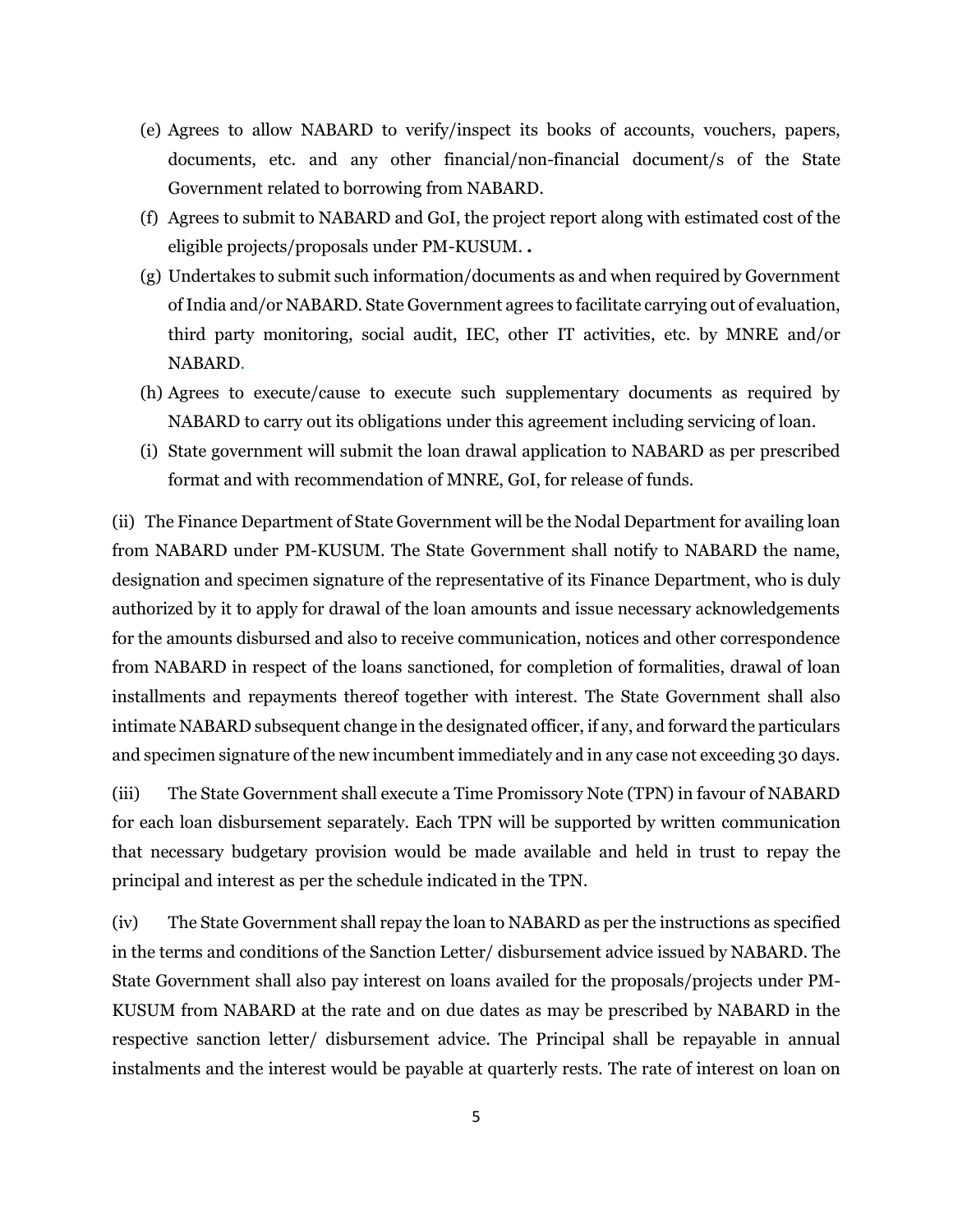(e) Agrees to allow NABARD to verify/inspect its books of accounts, vouchers, papers, documents, etc. and any other financial/non-financial document/s of the State Government related to borrowing from NABARD.

(f) Agrees to submit to NABARD and GoI, the project report along with estimated cost of the eligible projects/proposals under PM-KUSUM. **.**

(g) Undertakes to submit such information/documents as and when required by Government of India and/or NABARD. State Government agrees to facilitate carrying out of evaluation, third party monitoring, social audit, IEC, other IT activities, etc. by MNRE and/or NABARD.

(h) Agrees to execute/cause to execute such supplementary documents as required by NABARD to carry out its obligations under this agreement including servicing of loan.

(i) State government will submit the loan drawal application to NABARD as per prescribed format and with recommendation of MNRE, GoI, for release of funds.

(ii) The Finance Department of State Government will be the Nodal Department for availing loan from NABARD under PM-KUSUM. The State Government shall notify to NABARD the name, designation and specimen signature of the representative of its Finance Department, who is duly authorized by it to apply for drawal of the loan amounts and issue necessary acknowledgements for the amounts disbursed and also to receive communication, notices and other correspondence from NABARD in respect of the loans sanctioned, for completion of formalities, drawal of loan installments and repayments thereof together with interest. The State Government shall also intimate NABARD subsequent change in the designated officer, if any, and forward the particulars and specimen signature of the new incumbent immediately and in any case not exceeding 30 days.

(iii) The State Government shall execute a Time Promissory Note (TPN) in favour of NABARD for each loan disbursement separately. Each TPN will be supported by written communication that necessary budgetary provision would be made available and held in trust to repay the principal and interest as per the schedule indicated in the TPN.

(iv) The State Government shall repay the loan to NABARD as per the instructions as specified in the terms and conditions of the Sanction Letter/ disbursement advice issued by NABARD. The State Government shall also pay interest on loans availed for the proposals/projects under PM-KUSUM from NABARD at the rate and on due dates as may be prescribed by NABARD in the respective sanction letter/ disbursement advice. The Principal shall be repayable in annual instalments and the interest would be payable at quarterly rests. The rate of interest on loan on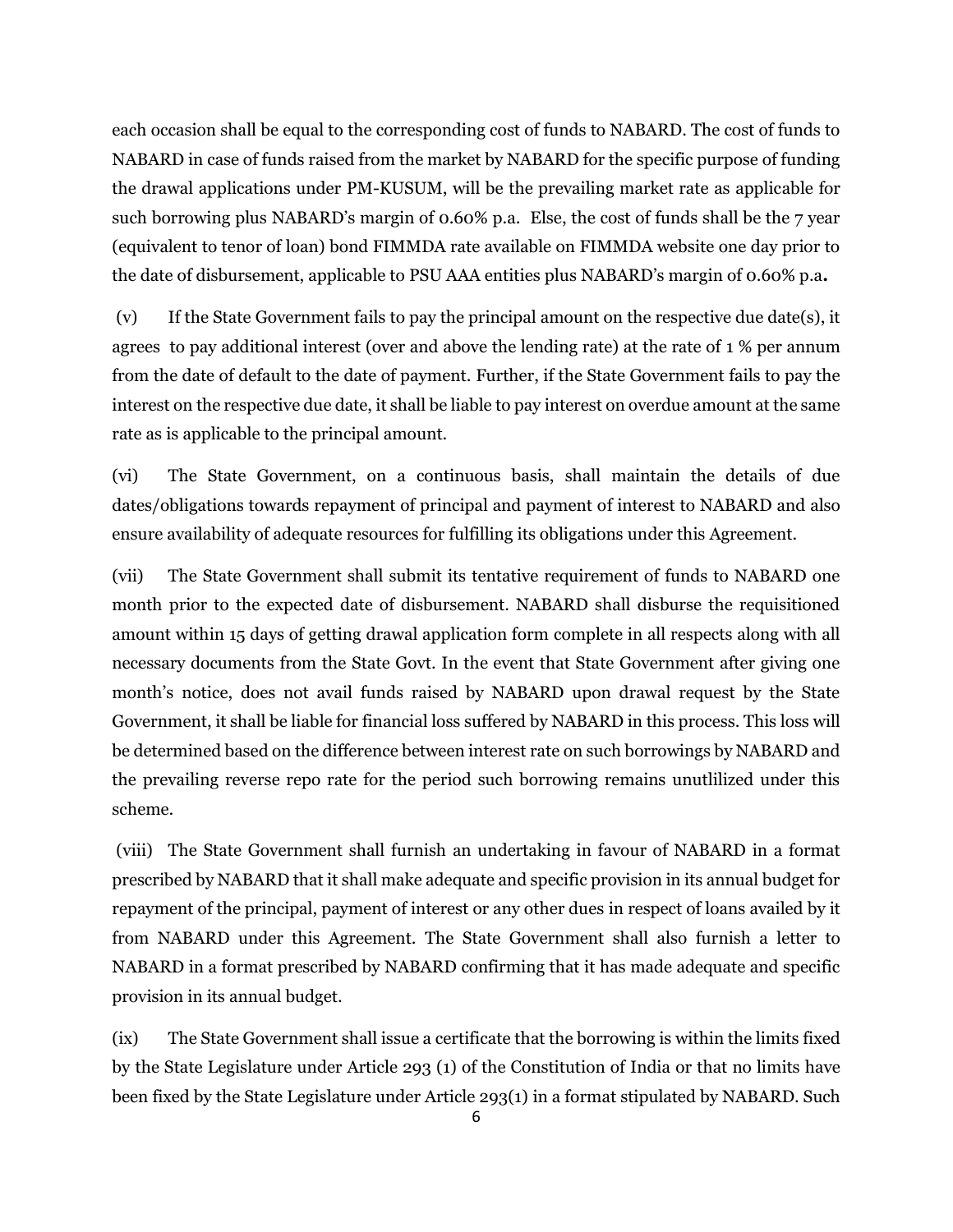each occasion shall be equal to the corresponding cost of funds to NABARD. The cost of funds to NABARD in case of funds raised from the market by NABARD for the specific purpose of funding the drawal applications under PM-KUSUM, will be the prevailing market rate as applicable for such borrowing plus NABARD's margin of 0.60% p.a. Else, the cost of funds shall be the 7 year (equivalent to tenor of loan) bond FIMMDA rate available on FIMMDA website one day prior to the date of disbursement, applicable to PSU AAA entities plus NABARD's margin of 0.60% p.a**.**

(v) If the State Government fails to pay the principal amount on the respective due date(s), it agrees to pay additional interest (over and above the lending rate) at the rate of 1 % per annum from the date of default to the date of payment. Further, if the State Government fails to pay the interest on the respective due date, it shall be liable to pay interest on overdue amount at the same rate as is applicable to the principal amount.

(vi) The State Government, on a continuous basis, shall maintain the details of due dates/obligations towards repayment of principal and payment of interest to NABARD and also ensure availability of adequate resources for fulfilling its obligations under this Agreement.

(vii) The State Government shall submit its tentative requirement of funds to NABARD one month prior to the expected date of disbursement. NABARD shall disburse the requisitioned amount within 15 days of getting drawal application form complete in all respects along with all necessary documents from the State Govt. In the event that State Government after giving one month's notice, does not avail funds raised by NABARD upon drawal request by the State Government, it shall be liable for financial loss suffered by NABARD in this process. This loss will be determined based on the difference between interest rate on such borrowings by NABARD and the prevailing reverse repo rate for the period such borrowing remains unutlilized under this scheme.

(viii) The State Government shall furnish an undertaking in favour of NABARD in a format prescribed by NABARD that it shall make adequate and specific provision in its annual budget for repayment of the principal, payment of interest or any other dues in respect of loans availed by it from NABARD under this Agreement. The State Government shall also furnish a letter to NABARD in a format prescribed by NABARD confirming that it has made adequate and specific provision in its annual budget.

(ix) The State Government shall issue a certificate that the borrowing is within the limits fixed by the State Legislature under Article 293 (1) of the Constitution of India or that no limits have been fixed by the State Legislature under Article 293(1) in a format stipulated by NABARD. Such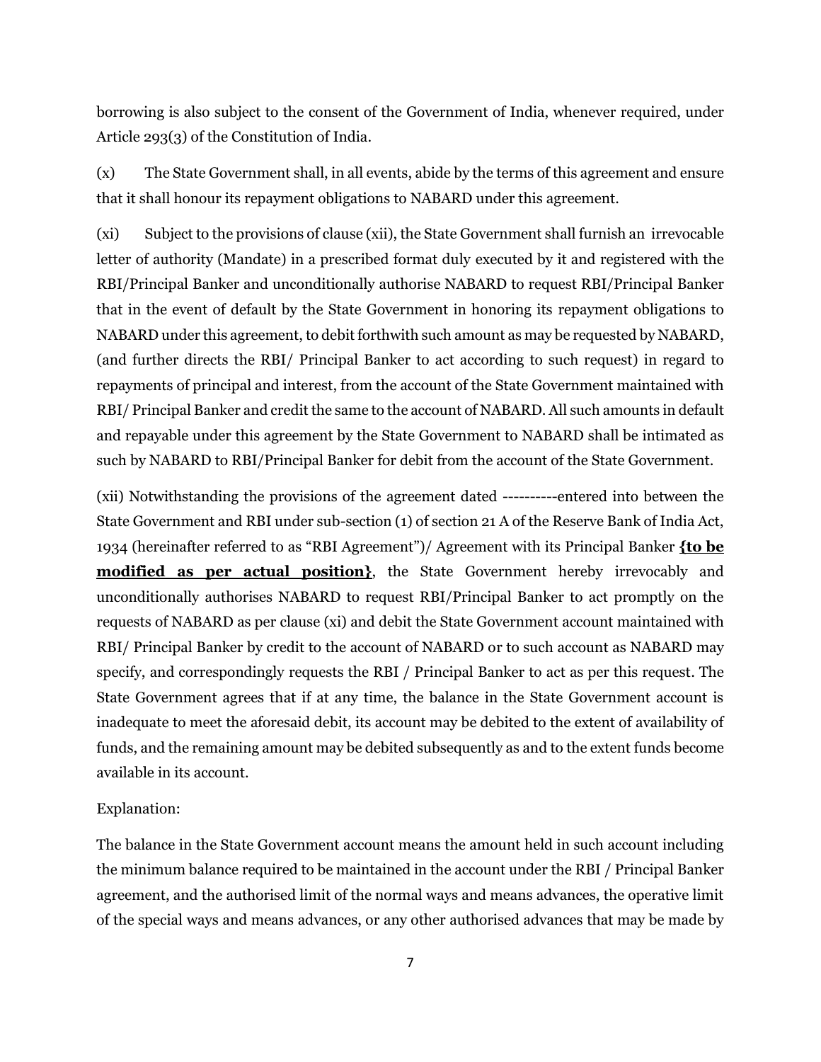borrowing is also subject to the consent of the Government of India, whenever required, under Article 293(3) of the Constitution of India.

(x) The State Government shall, in all events, abide by the terms of this agreement and ensure that it shall honour its repayment obligations to NABARD under this agreement.

(xi) Subject to the provisions of clause (xii), the State Government shall furnish an irrevocable letter of authority (Mandate) in a prescribed format duly executed by it and registered with the RBI/Principal Banker and unconditionally authorise NABARD to request RBI/Principal Banker that in the event of default by the State Government in honoring its repayment obligations to NABARD under this agreement, to debit forthwith such amount as may be requested by NABARD, (and further directs the RBI/ Principal Banker to act according to such request) in regard to repayments of principal and interest, from the account of the State Government maintained with RBI/ Principal Banker and credit the same to the account of NABARD. All such amounts in default and repayable under this agreement by the State Government to NABARD shall be intimated as such by NABARD to RBI/Principal Banker for debit from the account of the State Government.

(xii) Notwithstanding the provisions of the agreement dated ----------entered into between the State Government and RBI under sub-section (1) of section 21 A of the Reserve Bank of India Act, 1934 (hereinafter referred to as "RBI Agreement")/ Agreement with its Principal Banker **{to be modified as per actual position}**, the State Government hereby irrevocably and unconditionally authorises NABARD to request RBI/Principal Banker to act promptly on the requests of NABARD as per clause (xi) and debit the State Government account maintained with RBI/ Principal Banker by credit to the account of NABARD or to such account as NABARD may specify, and correspondingly requests the RBI / Principal Banker to act as per this request. The State Government agrees that if at any time, the balance in the State Government account is inadequate to meet the aforesaid debit, its account may be debited to the extent of availability of funds, and the remaining amount may be debited subsequently as and to the extent funds become available in its account.

Explanation:

The balance in the State Government account means the amount held in such account including the minimum balance required to be maintained in the account under the RBI / Principal Banker agreement, and the authorised limit of the normal ways and means advances, the operative limit of the special ways and means advances, or any other authorised advances that may be made by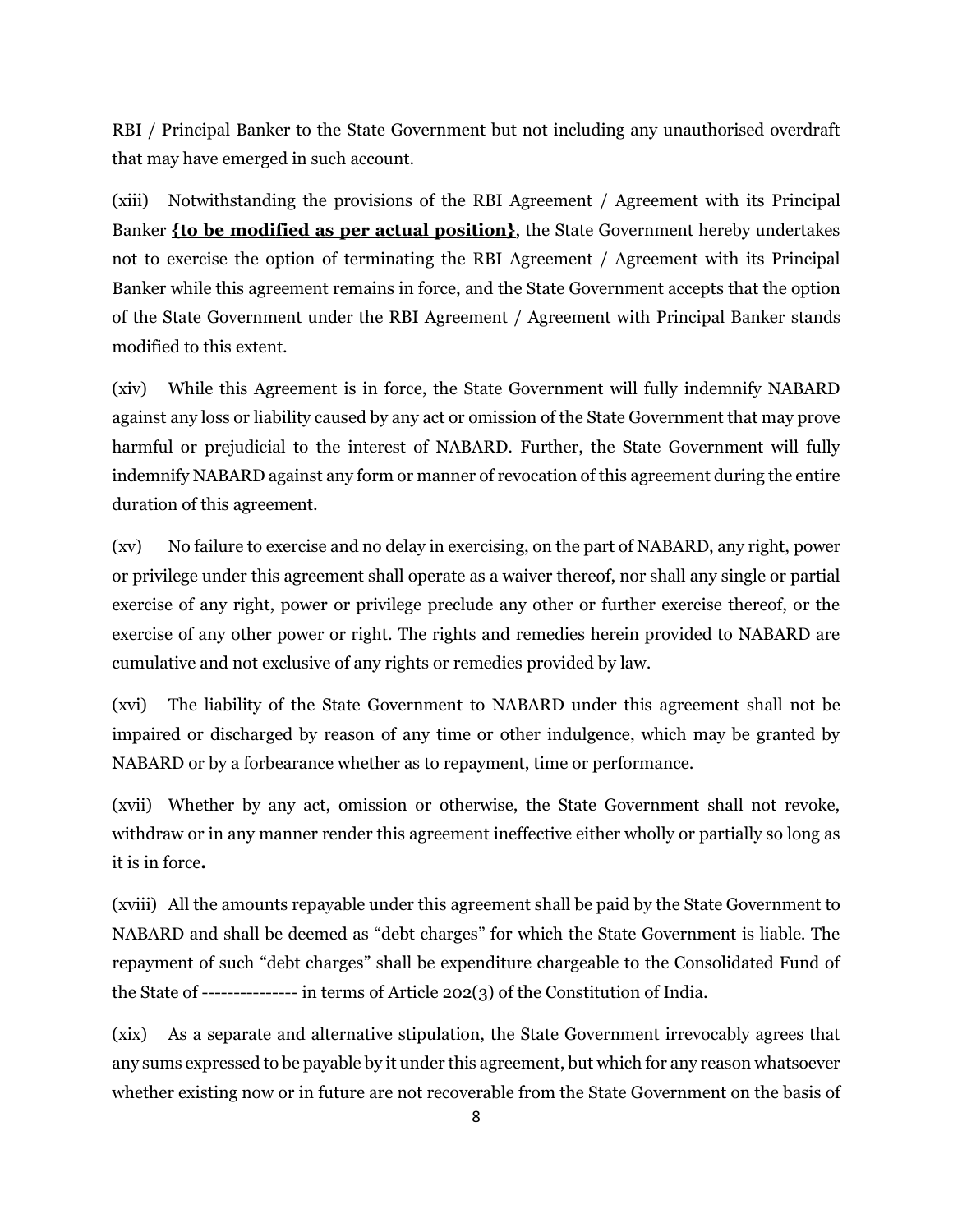RBI / Principal Banker to the State Government but not including any unauthorised overdraft that may have emerged in such account.

(xiii) Notwithstanding the provisions of the RBI Agreement / Agreement with its Principal Banker **{to be modified as per actual position}**, the State Government hereby undertakes not to exercise the option of terminating the RBI Agreement / Agreement with its Principal Banker while this agreement remains in force, and the State Government accepts that the option of the State Government under the RBI Agreement / Agreement with Principal Banker stands modified to this extent.

(xiv) While this Agreement is in force, the State Government will fully indemnify NABARD against any loss or liability caused by any act or omission of the State Government that may prove harmful or prejudicial to the interest of NABARD. Further, the State Government will fully indemnify NABARD against any form or manner of revocation of this agreement during the entire duration of this agreement.

(xv) No failure to exercise and no delay in exercising, on the part of NABARD, any right, power or privilege under this agreement shall operate as a waiver thereof, nor shall any single or partial exercise of any right, power or privilege preclude any other or further exercise thereof, or the exercise of any other power or right. The rights and remedies herein provided to NABARD are cumulative and not exclusive of any rights or remedies provided by law.

(xvi) The liability of the State Government to NABARD under this agreement shall not be impaired or discharged by reason of any time or other indulgence, which may be granted by NABARD or by a forbearance whether as to repayment, time or performance.

(xvii) Whether by any act, omission or otherwise, the State Government shall not revoke, withdraw or in any manner render this agreement ineffective either wholly or partially so long as it is in force**.**

(xviii) All the amounts repayable under this agreement shall be paid by the State Government to NABARD and shall be deemed as "debt charges" for which the State Government is liable. The repayment of such "debt charges" shall be expenditure chargeable to the Consolidated Fund of the State of --------------- in terms of Article 202(3) of the Constitution of India.

(xix) As a separate and alternative stipulation, the State Government irrevocably agrees that any sums expressed to be payable by it under this agreement, but which for any reason whatsoever whether existing now or in future are not recoverable from the State Government on the basis of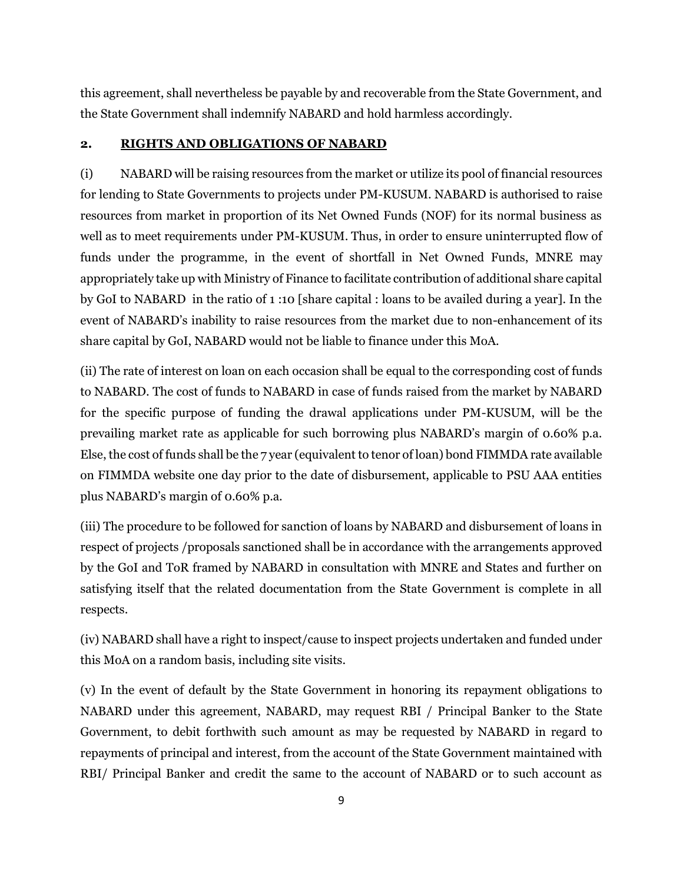this agreement, shall nevertheless be payable by and recoverable from the State Government, and the State Government shall indemnify NABARD and hold harmless accordingly.

## 2. RIGHTS AND OBLIGATIONS OF NABARD

(i) NABARD will be raising resources from the market or utilize its pool of financial resources for lending to State Governments to projects under PM-KUSUM. NABARD is authorised to raise resources from market in proportion of its Net Owned Funds (NOF) for its normal business as well as to meet requirements under PM-KUSUM. Thus, in order to ensure uninterrupted flow of funds under the programme, in the event of shortfall in Net Owned Funds, MNRE may appropriately take up with Ministry of Finance to facilitate contribution of additional share capital by GoI to NABARD in the ratio of 1 :10 [share capital : loans to be availed during a year]. In the event of NABARD's inability to raise resources from the market due to non-enhancement of its share capital by GoI, NABARD would not be liable to finance under this MoA.

(ii) The rate of interest on loan on each occasion shall be equal to the corresponding cost of funds to NABARD. The cost of funds to NABARD in case of funds raised from the market by NABARD for the specific purpose of funding the drawal applications under PM-KUSUM, will be the prevailing market rate as applicable for such borrowing plus NABARD's margin of 0.60% p.a. Else, the cost of funds shall be the 7 year (equivalent to tenor of loan) bond FIMMDA rate available on FIMMDA website one day prior to the date of disbursement, applicable to PSU AAA entities plus NABARD's margin of 0.60% p.a.

(iii) The procedure to be followed for sanction of loans by NABARD and disbursement of loans in respect of projects /proposals sanctioned shall be in accordance with the arrangements approved by the GoI and ToR framed by NABARD in consultation with MNRE and States and further on satisfying itself that the related documentation from the State Government is complete in all respects.

(iv) NABARD shall have a right to inspect/cause to inspect projects undertaken and funded under this MoA on a random basis, including site visits.

(v) In the event of default by the State Government in honoring its repayment obligations to NABARD under this agreement, NABARD, may request RBI / Principal Banker to the State Government, to debit forthwith such amount as may be requested by NABARD in regard to repayments of principal and interest, from the account of the State Government maintained with RBI/ Principal Banker and credit the same to the account of NABARD or to such account as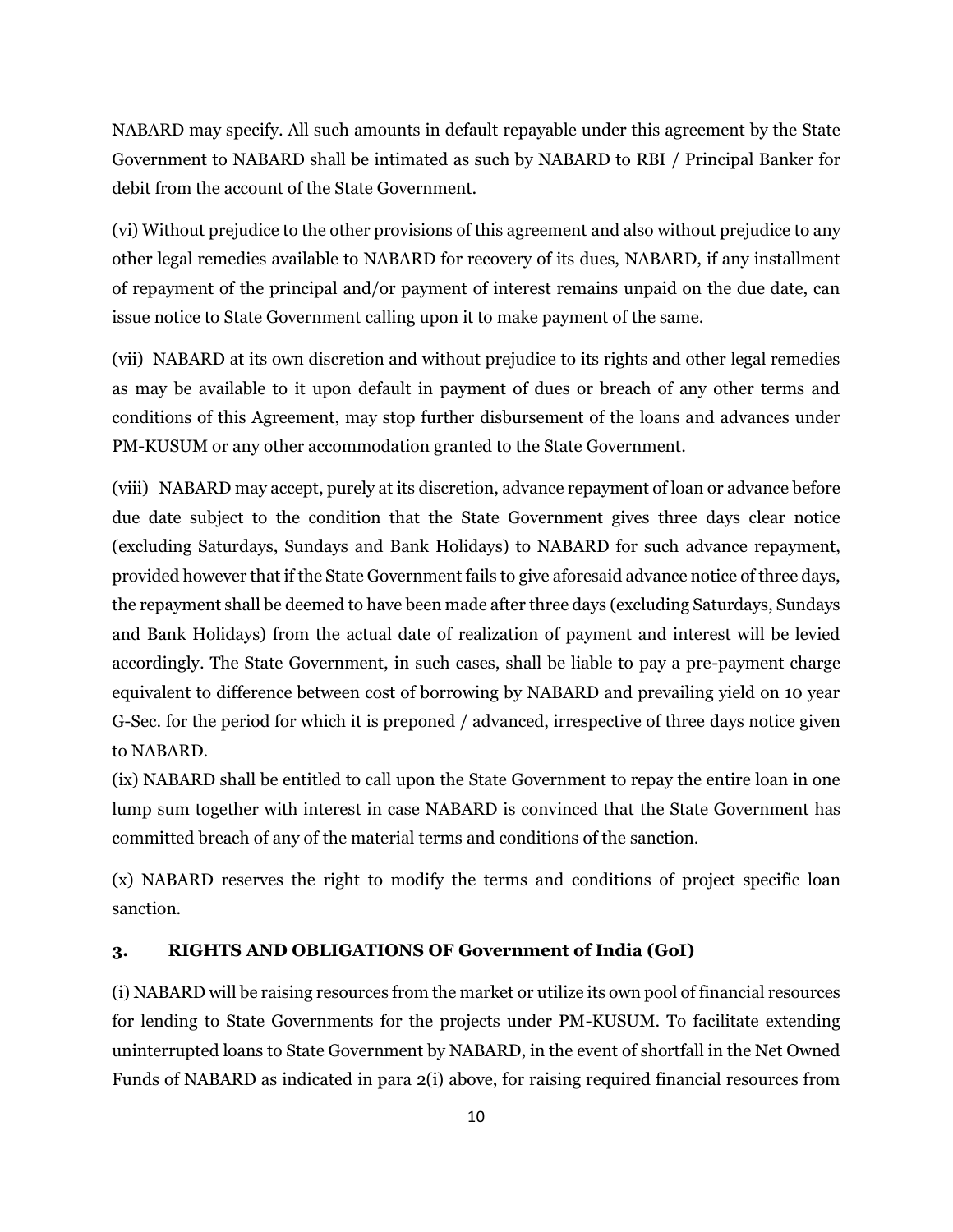NABARD may specify. All such amounts in default repayable under this agreement by the State Government to NABARD shall be intimated as such by NABARD to RBI / Principal Banker for debit from the account of the State Government.

(vi) Without prejudice to the other provisions of this agreement and also without prejudice to any other legal remedies available to NABARD for recovery of its dues, NABARD, if any installment of repayment of the principal and/or payment of interest remains unpaid on the due date, can issue notice to State Government calling upon it to make payment of the same.

(vii) NABARD at its own discretion and without prejudice to its rights and other legal remedies as may be available to it upon default in payment of dues or breach of any other terms and conditions of this Agreement, may stop further disbursement of the loans and advances under PM-KUSUM or any other accommodation granted to the State Government.

(viii) NABARD may accept, purely at its discretion, advance repayment of loan or advance before due date subject to the condition that the State Government gives three days clear notice (excluding Saturdays, Sundays and Bank Holidays) to NABARD for such advance repayment, provided however that if the State Government fails to give aforesaid advance notice of three days, the repayment shall be deemed to have been made after three days (excluding Saturdays, Sundays and Bank Holidays) from the actual date of realization of payment and interest will be levied accordingly. The State Government, in such cases, shall be liable to pay a pre-payment charge equivalent to difference between cost of borrowing by NABARD and prevailing yield on 10 year G-Sec. for the period for which it is preponed / advanced, irrespective of three days notice given to NABARD.

(ix) NABARD shall be entitled to call upon the State Government to repay the entire loan in one lump sum together with interest in case NABARD is convinced that the State Government has committed breach of any of the material terms and conditions of the sanction.

(x) NABARD reserves the right to modify the terms and conditions of project specific loan sanction.

### 3. <u>RIGHTS AND OBLIGATIONS OF Government of India (GoI)</u>

(i) NABARD will be raising resources from the market or utilize its own pool of financial resources for lending to State Governments for the projects under PM-KUSUM. To facilitate extending uninterrupted loans to State Government by NABARD, in the event of shortfall in the Net Owned Funds of NABARD as indicated in para 2(i) above, for raising required financial resources from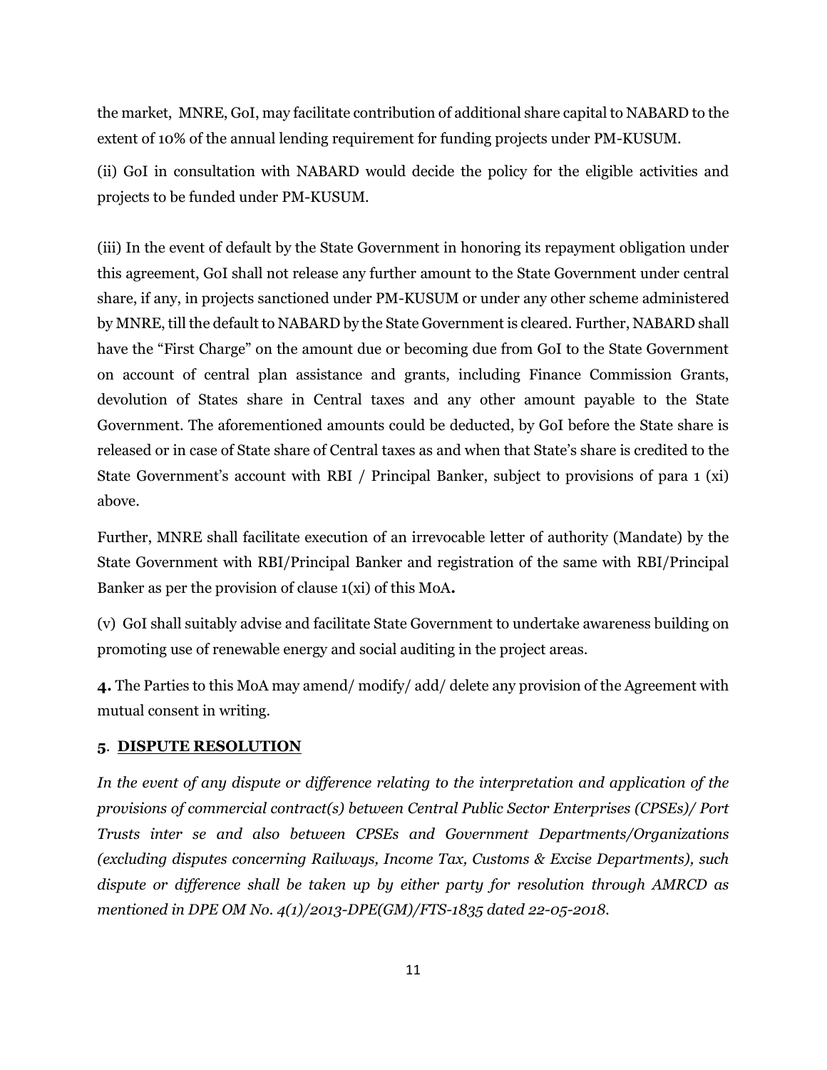the market, MNRE, GoI, may facilitate contribution of additional share capital to NABARD to the extent of 10% of the annual lending requirement for funding projects under PM-KUSUM.

(ii) GoI in consultation with NABARD would decide the policy for the eligible activities and projects to be funded under PM-KUSUM.

(iii) In the event of default by the State Government in honoring its repayment obligation under this agreement, GoI shall not release any further amount to the State Government under central share, if any, in projects sanctioned under PM-KUSUM or under any other scheme administered by MNRE, till the default to NABARD by the State Government is cleared. Further, NABARD shall have the "First Charge" on the amount due or becoming due from GoI to the State Government on account of central plan assistance and grants, including Finance Commission Grants, devolution of States share in Central taxes and any other amount payable to the State Government. The aforementioned amounts could be deducted, by GoI before the State share is released or in case of State share of Central taxes as and when that State's share is credited to the State Government's account with RBI / Principal Banker, subject to provisions of para 1 (xi) above.

Further, MNRE shall facilitate execution of an irrevocable letter of authority (Mandate) by the State Government with RBI/Principal Banker and registration of the same with RBI/Principal Banker as per the provision of clause 1(xi) of this MoA**.**

(v) GoI shall suitably advise and facilitate State Government to undertake awareness building on promoting use of renewable energy and social auditing in the project areas.

**4.** The Parties to this MoA may amend/ modify/ add/ delete any provision of the Agreement with mutual consent in writing.

**5**. **DISPUTE RESOLUTION**

*In the event of any dispute or difference relating to the interpretation and application of the provisions of commercial contract(s) between Central Public Sector Enterprises (CPSEs)/ Port Trusts inter se and also between CPSEs and Government Departments/Organizations (excluding disputes concerning Railways, Income Tax, Customs & Excise Departments), such dispute or difference shall be taken up by either party for resolution through AMRCD as mentioned in DPE OM No. 4(1)/2013-DPE(GM)/FTS-1835 dated 22-05-2018.*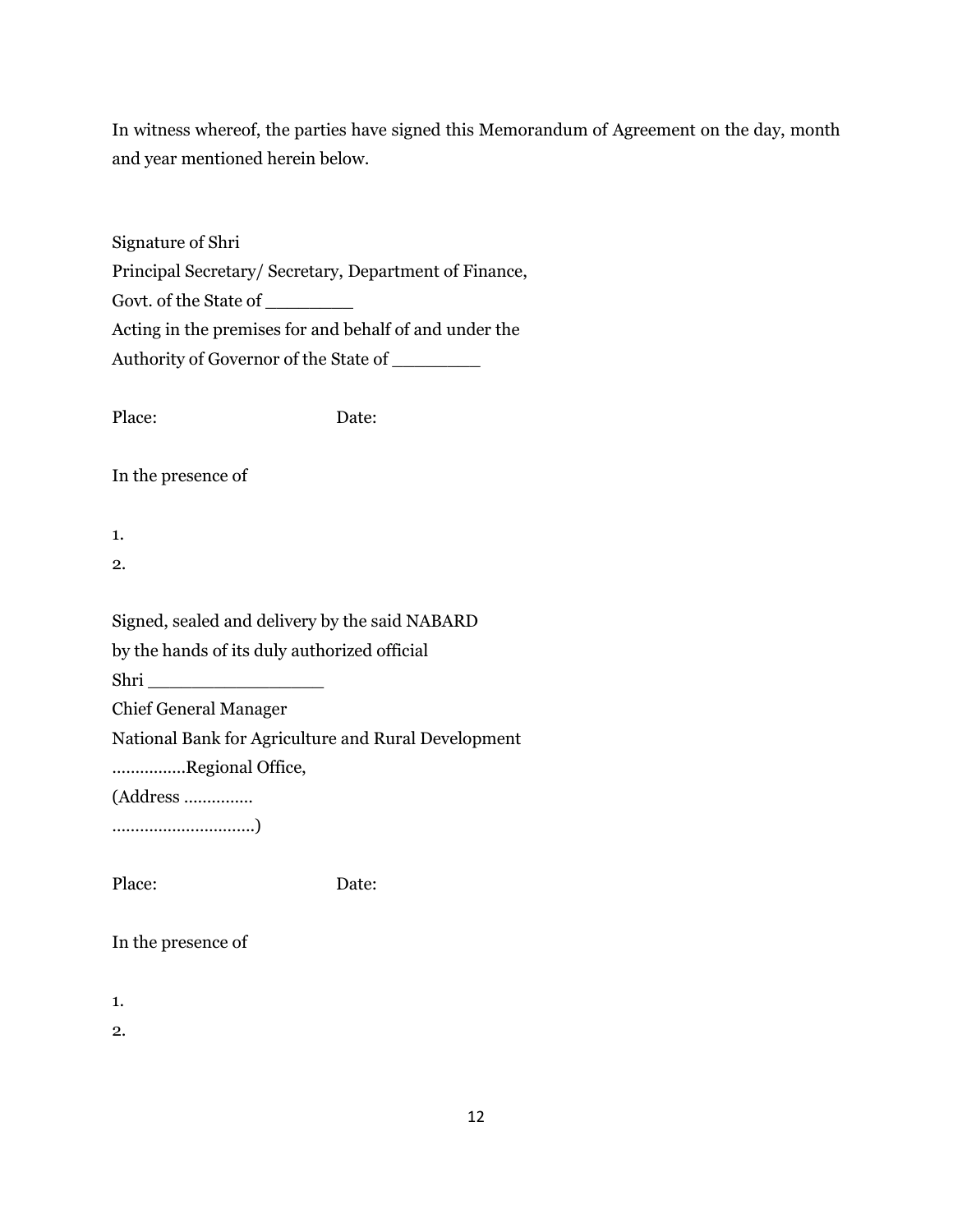In witness whereof, the parties have signed this Memorandum of Agreement on the day, month and year mentioned herein below.

Signature of Shri  
Principal Secretary/ Secretary, Department of Finance,  
Govt. of the State of ________  
Acting in the premises for and behalf of and under the  
Authority of Governor of the State of ________

Place: Date:

In the presence of

1.  
2.

Signed, sealed and delivery by the said NABARD  
by the hands of its duly authorized official  
Shri ________________  
Chief General Manager  
National Bank for Agriculture and Rural Development  
……………Regional Office,  
(Address ……………  
…………………………)

Place: Date:

In the presence of

1.  
2.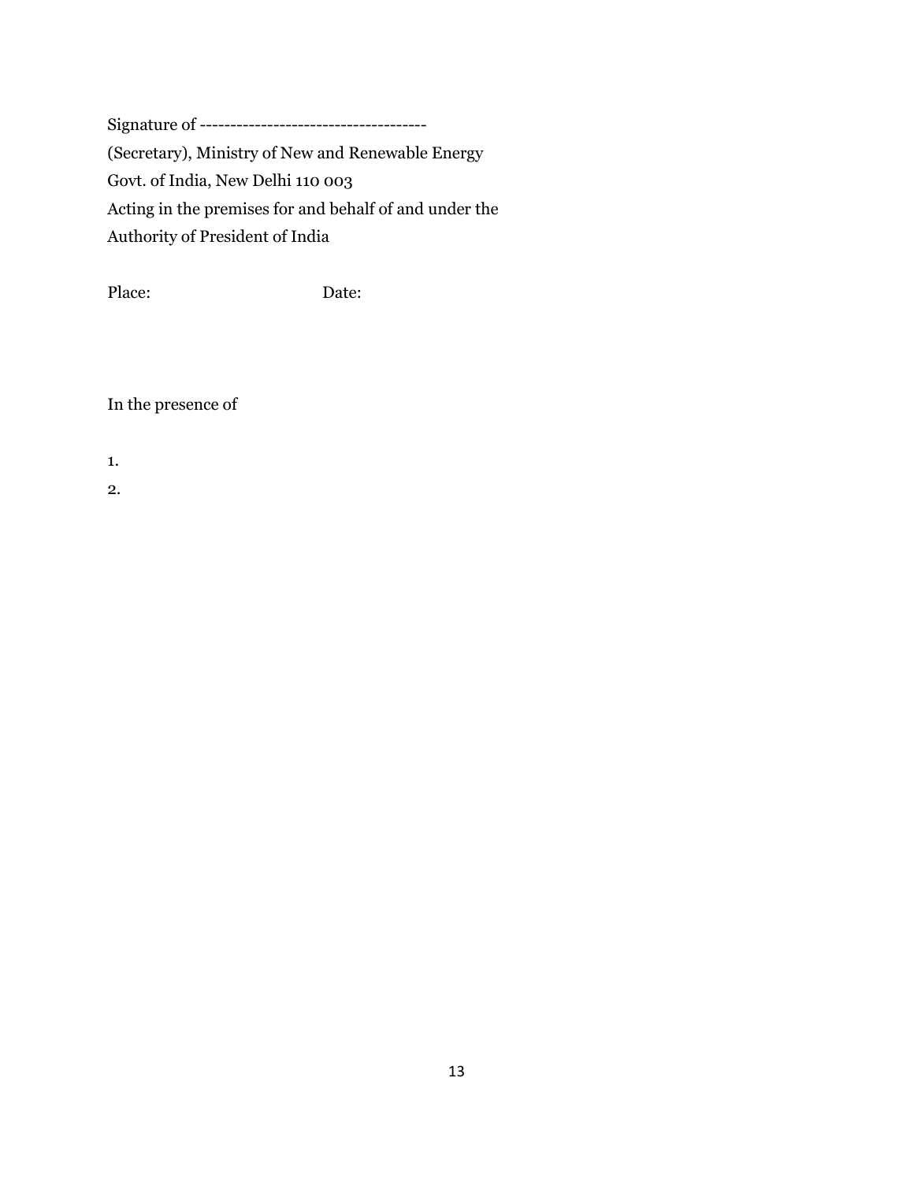Signature of -------------------------------------
(Secretary), Ministry of New and Renewable Energy
Govt. of India, New Delhi 110 003
Acting in the premises for and behalf of and under the
Authority of President of India

Place: Date:

In the presence of

1.
2.